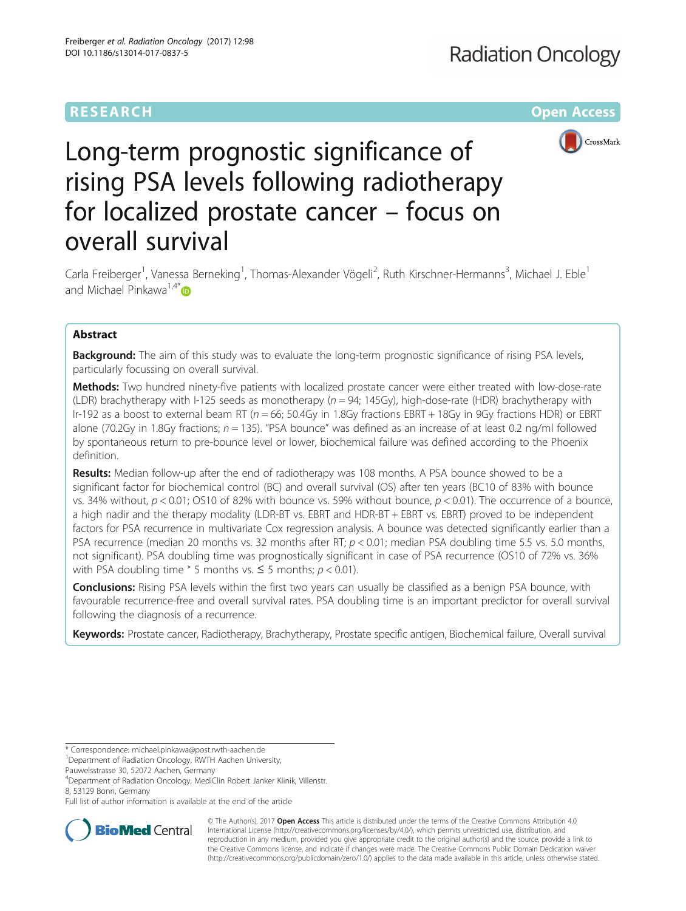RESEARCH Open Access

# Long-term prognostic significance of rising PSA levels following radiotherapy for localized prostate cancer – focus on overall survival

Carla Freiberger[1], Vanessa Berneking[1], Thomas-Alexander Vögeli[2], Ruth Kirschner-Hermanns[3], Michael J. Eble[1] and Michael Pinkawa[1,4*]

## Abstract

**Background:** The aim of this study was to evaluate the long-term prognostic significance of rising PSA levels, particularly focussing on overall survival.

**Methods:** Two hundred ninety-five patients with localized prostate cancer were either treated with low-dose-rate (LDR) brachytherapy with I-125 seeds as monotherapy ($n = 94$; 145Gy), high-dose-rate (HDR) brachytherapy with Ir-192 as a boost to external beam RT ($n = 66$; 50.4Gy in 1.8Gy fractions EBRT + 18Gy in 9Gy fractions HDR) or EBRT alone (70.2Gy in 1.8Gy fractions; $n = 135$). "PSA bounce" was defined as an increase of at least 0.2 ng/ml followed by spontaneous return to pre-bounce level or lower, biochemical failure was defined according to the Phoenix definition.

**Results:** Median follow-up after the end of radiotherapy was 108 months. A PSA bounce showed to be a significant factor for biochemical control (BC) and overall survival (OS) after ten years (BC10 of 83% with bounce vs. 34% without, $p < 0.01$; OS10 of 82% with bounce vs. 59% without bounce, $p < 0.01$). The occurrence of a bounce, a high nadir and the therapy modality (LDR-BT vs. EBRT and HDR-BT + EBRT vs. EBRT) proved to be independent factors for PSA recurrence in multivariate Cox regression analysis. A bounce was detected significantly earlier than a PSA recurrence (median 20 months vs. 32 months after RT; $p < 0.01$; median PSA doubling time 5.5 vs. 5.0 months, not significant). PSA doubling time was prognostically significant in case of PSA recurrence (OS10 of 72% vs. 36% with PSA doubling time > 5 months vs. ≤ 5 months; $p < 0.01$).

**Conclusions:** Rising PSA levels within the first two years can usually be classified as a benign PSA bounce, with favourable recurrence-free and overall survival rates. PSA doubling time is an important predictor for overall survival following the diagnosis of a recurrence.

**Keywords:** Prostate cancer, Radiotherapy, Brachytherapy, Prostate specific antigen, Biochemical failure, Overall survival

\* Correspondence: michael.pinkawa@post.rwth-aachen.de
[1]Department of Radiation Oncology, RWTH Aachen University, Pauwelsstrasse 30, 52072 Aachen, Germany
[4]Department of Radiation Oncology, MediClin Robert Janker Klinik, Villenstr. 8, 53129 Bonn, Germany
Full list of author information is available at the end of the article

© The Author(s). 2017 **Open Access** This article is distributed under the terms of the Creative Commons Attribution 4.0 International License (http://creativecommons.org/licenses/by/4.0/), which permits unrestricted use, distribution, and reproduction in any medium, provided you give appropriate credit to the original author(s) and the source, provide a link to the Creative Commons license, and indicate if changes were made. The Creative Commons Public Domain Dedication waiver (http://creativecommons.org/publicdomain/zero/1.0/) applies to the data made available in this article, unless otherwise stated.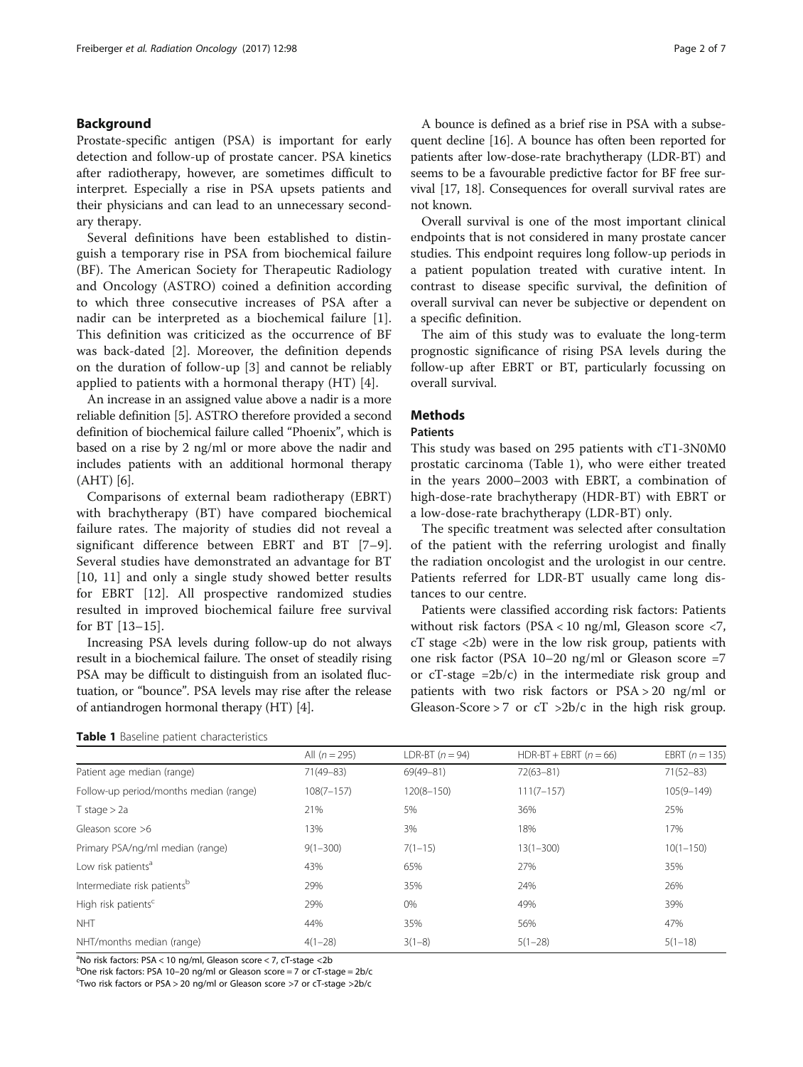## Background

Prostate-specific antigen (PSA) is important for early detection and follow-up of prostate cancer. PSA kinetics after radiotherapy, however, are sometimes difficult to interpret. Especially a rise in PSA upsets patients and their physicians and can lead to an unnecessary secondary therapy.

Several definitions have been established to distinguish a temporary rise in PSA from biochemical failure (BF). The American Society for Therapeutic Radiology and Oncology (ASTRO) coined a definition according to which three consecutive increases of PSA after a nadir can be interpreted as a biochemical failure [1]. This definition was criticized as the occurrence of BF was back-dated [2]. Moreover, the definition depends on the duration of follow-up [3] and cannot be reliably applied to patients with a hormonal therapy (HT) [4].

An increase in an assigned value above a nadir is a more reliable definition [5]. ASTRO therefore provided a second definition of biochemical failure called "Phoenix", which is based on a rise by 2 ng/ml or more above the nadir and includes patients with an additional hormonal therapy (AHT) [6].

Comparisons of external beam radiotherapy (EBRT) with brachytherapy (BT) have compared biochemical failure rates. The majority of studies did not reveal a significant difference between EBRT and BT [7–9]. Several studies have demonstrated an advantage for BT [10, 11] and only a single study showed better results for EBRT [12]. All prospective randomized studies resulted in improved biochemical failure free survival for BT [13–15].

Increasing PSA levels during follow-up do not always result in a biochemical failure. The onset of steadily rising PSA may be difficult to distinguish from an isolated fluctuation, or "bounce". PSA levels may rise after the release of antiandrogen hormonal therapy (HT) [4].

A bounce is defined as a brief rise in PSA with a subsequent decline [16]. A bounce has often been reported for patients after low-dose-rate brachytherapy (LDR-BT) and seems to be a favourable predictive factor for BF free survival [17, 18]. Consequences for overall survival rates are not known.

Overall survival is one of the most important clinical endpoints that is not considered in many prostate cancer studies. This endpoint requires long follow-up periods in a patient population treated with curative intent. In contrast to disease specific survival, the definition of overall survival can never be subjective or dependent on a specific definition.

The aim of this study was to evaluate the long-term prognostic significance of rising PSA levels during the follow-up after EBRT or BT, particularly focussing on overall survival.

## Methods

### Patients

This study was based on 295 patients with cT1-3N0M0 prostatic carcinoma (Table 1), who were either treated in the years 2000–2003 with EBRT, a combination of high-dose-rate brachytherapy (HDR-BT) with EBRT or a low-dose-rate brachytherapy (LDR-BT) only.

The specific treatment was selected after consultation of the patient with the referring urologist and finally the radiation oncologist and the urologist in our centre. Patients referred for LDR-BT usually came long distances to our centre.

Patients were classified according risk factors: Patients without risk factors (PSA < 10 ng/ml, Gleason score <7, cT stage <2b) were in the low risk group, patients with one risk factor (PSA 10–20 ng/ml or Gleason score =7 or cT-stage =2b/c) in the intermediate risk group and patients with two risk factors or PSA > 20 ng/ml or Gleason-Score > 7 or cT >2b/c in the high risk group.

**Table 1** Baseline patient characteristics

| | All (n = 295) | LDR-BT (n = 94) | HDR-BT + EBRT (n = 66) | EBRT (n = 135) |
|---|---|---|---|---|
| Patient age median (range) | 71(49–83) | 69(49–81) | 72(63–81) | 71(52–83) |
| Follow-up period/months median (range) | 108(7–157) | 120(8–150) | 111(7–157) | 105(9–149) |
| T stage > 2a | 21% | 5% | 36% | 25% |
| Gleason score >6 | 13% | 3% | 18% | 17% |
| Primary PSA/ng/ml median (range) | 9(1–300) | 7(1–15) | 13(1–300) | 10(1–150) |
| Low risk patients[a] | 43% | 65% | 27% | 35% |
| Intermediate risk patients[b] | 29% | 35% | 24% | 26% |
| High risk patients[c] | 29% | 0% | 49% | 39% |
| NHT | 44% | 35% | 56% | 47% |
| NHT/months median (range) | 4(1–28) | 3(1–8) | 5(1–28) | 5(1–18) |

[a]No risk factors: PSA < 10 ng/ml, Gleason score < 7, cT-stage <2b
[b]One risk factors: PSA 10–20 ng/ml or Gleason score = 7 or cT-stage = 2b/c
[c]Two risk factors or PSA > 20 ng/ml or Gleason score >7 or cT-stage >2b/c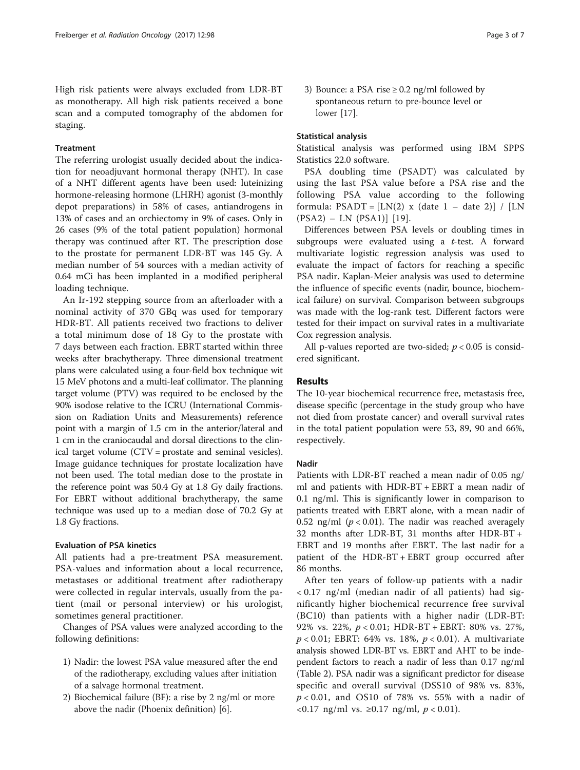High risk patients were always excluded from LDR-BT as monotherapy. All high risk patients received a bone scan and a computed tomography of the abdomen for staging.

### Treatment

The referring urologist usually decided about the indication for neoadjuvant hormonal therapy (NHT). In case of a NHT different agents have been used: luteinizing hormone-releasing hormone (LHRH) agonist (3-monthly depot preparations) in 58% of cases, antiandrogens in 13% of cases and an orchiectomy in 9% of cases. Only in 26 cases (9% of the total patient population) hormonal therapy was continued after RT. The prescription dose to the prostate for permanent LDR-BT was 145 Gy. A median number of 54 sources with a median activity of 0.64 mCi has been implanted in a modified peripheral loading technique.

An Ir-192 stepping source from an afterloader with a nominal activity of 370 GBq was used for temporary HDR-BT. All patients received two fractions to deliver a total minimum dose of 18 Gy to the prostate with 7 days between each fraction. EBRT started within three weeks after brachytherapy. Three dimensional treatment plans were calculated using a four-field box technique wit 15 MeV photons and a multi-leaf collimator. The planning target volume (PTV) was required to be enclosed by the 90% isodose relative to the ICRU (International Commission on Radiation Units and Measurements) reference point with a margin of 1.5 cm in the anterior/lateral and 1 cm in the craniocaudal and dorsal directions to the clinical target volume (CTV = prostate and seminal vesicles). Image guidance techniques for prostate localization have not been used. The total median dose to the prostate in the reference point was 50.4 Gy at 1.8 Gy daily fractions. For EBRT without additional brachytherapy, the same technique was used up to a median dose of 70.2 Gy at 1.8 Gy fractions.

### Evaluation of PSA kinetics

All patients had a pre-treatment PSA measurement. PSA-values and information about a local recurrence, metastases or additional treatment after radiotherapy were collected in regular intervals, usually from the patient (mail or personal interview) or his urologist, sometimes general practitioner.

Changes of PSA values were analyzed according to the following definitions:

1) Nadir: the lowest PSA value measured after the end of the radiotherapy, excluding values after initiation of a salvage hormonal treatment.
2) Biochemical failure (BF): a rise by 2 ng/ml or more above the nadir (Phoenix definition) [6].
3) Bounce: a PSA rise ≥ 0.2 ng/ml followed by spontaneous return to pre-bounce level or lower [17].

### Statistical analysis

Statistical analysis was performed using IBM SPPS Statistics 22.0 software.

PSA doubling time (PSADT) was calculated by using the last PSA value before a PSA rise and the following PSA value according to the following formula: PSADT = [LN(2) x (date 1 – date 2)] / [LN (PSA2) – LN (PSA1)] [19].

Differences between PSA levels or doubling times in subgroups were evaluated using a *t*-test. A forward multivariate logistic regression analysis was used to evaluate the impact of factors for reaching a specific PSA nadir. Kaplan-Meier analysis was used to determine the influence of specific events (nadir, bounce, biochemical failure) on survival. Comparison between subgroups was made with the log-rank test. Different factors were tested for their impact on survival rates in a multivariate Cox regression analysis.

All p-values reported are two-sided; $p < 0.05$ is considered significant.

## Results

The 10-year biochemical recurrence free, metastasis free, disease specific (percentage in the study group who have not died from prostate cancer) and overall survival rates in the total patient population were 53, 89, 90 and 66%, respectively.

### Nadir

Patients with LDR-BT reached a mean nadir of 0.05 ng/ml and patients with HDR-BT + EBRT a mean nadir of 0.1 ng/ml. This is significantly lower in comparison to patients treated with EBRT alone, with a mean nadir of 0.52 ng/ml ($p < 0.01$). The nadir was reached averagely 32 months after LDR-BT, 31 months after HDR-BT + EBRT and 19 months after EBRT. The last nadir for a patient of the HDR-BT + EBRT group occurred after 86 months.

After ten years of follow-up patients with a nadir < 0.17 ng/ml (median nadir of all patients) had significantly higher biochemical recurrence free survival (BC10) than patients with a higher nadir (LDR-BT: 92% vs. 22%, $p < 0.01$; HDR-BT + EBRT: 80% vs. 27%, $p < 0.01$; EBRT: 64% vs. 18%, $p < 0.01$). A multivariate analysis showed LDR-BT vs. EBRT and AHT to be independent factors to reach a nadir of less than 0.17 ng/ml (Table 2). PSA nadir was a significant predictor for disease specific and overall survival (DSS10 of 98% vs. 83%, $p < 0.01$, and OS10 of 78% vs. 55% with a nadir of <0.17 ng/ml vs. ≥0.17 ng/ml, $p < 0.01$).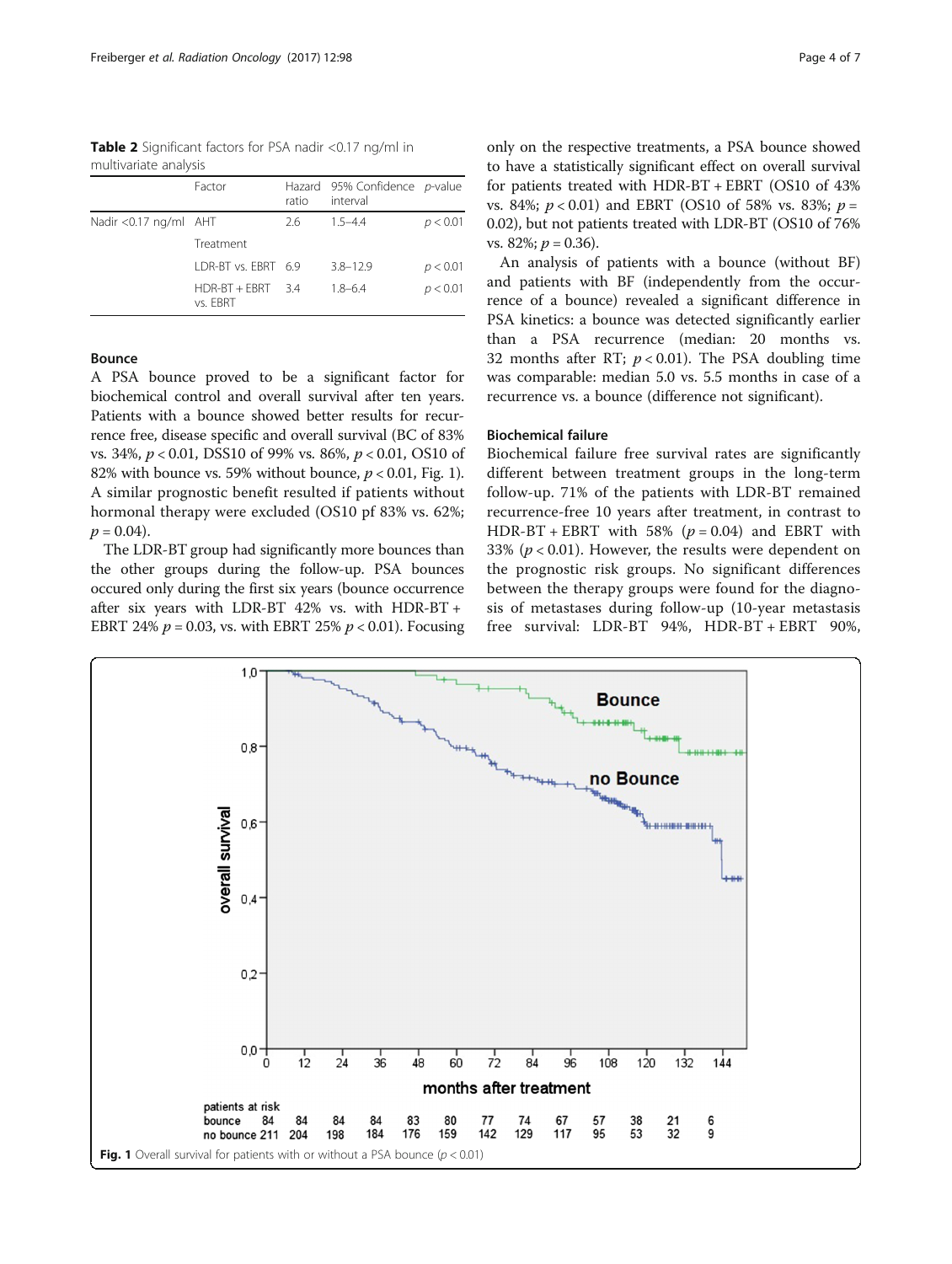**Table 2** Significant factors for PSA nadir <0.17 ng/ml in multivariate analysis

| | Factor | Hazard ratio | 95% Confidence interval | p-value |
|---|---|---|---|---|
| Nadir <0.17 ng/ml | AHT | 2.6 | 1.5–4.4 | $p < 0.01$ |
| | Treatment | | | |
| | LDR-BT vs. EBRT | 6.9 | 3.8–12.9 | $p < 0.01$ |
| | HDR-BT + EBRT vs. EBRT | 3.4 | 1.8–6.4 | $p < 0.01$ |

### Bounce

A PSA bounce proved to be a significant factor for biochemical control and overall survival after ten years. Patients with a bounce showed better results for recurrence free, disease specific and overall survival (BC of 83% vs. 34%, $p < 0.01$, DSS10 of 99% vs. 86%, $p < 0.01$, OS10 of 82% with bounce vs. 59% without bounce, $p < 0.01$, Fig. 1). A similar prognostic benefit resulted if patients without hormonal therapy were excluded (OS10 pf 83% vs. 62%; $p = 0.04$).

The LDR-BT group had significantly more bounces than the other groups during the follow-up. PSA bounces occured only during the first six years (bounce occurrence after six years with LDR-BT 42% vs. with HDR-BT + EBRT 24% $p = 0.03$, vs. with EBRT 25% $p < 0.01$). Focusing only on the respective treatments, a PSA bounce showed to have a statistically significant effect on overall survival for patients treated with HDR-BT + EBRT (OS10 of 43% vs. 84%; $p < 0.01$) and EBRT (OS10 of 58% vs. 83%; $p = 0.02$), but not patients treated with LDR-BT (OS10 of 76% vs. 82%; $p = 0.36$).

An analysis of patients with a bounce (without BF) and patients with BF (independently from the occurrence of a bounce) revealed a significant difference in PSA kinetics: a bounce was detected significantly earlier than a PSA recurrence (median: 20 months vs. 32 months after RT; $p < 0.01$). The PSA doubling time was comparable: median 5.0 vs. 5.5 months in case of a recurrence vs. a bounce (difference not significant).

### Biochemical failure

Biochemical failure free survival rates are significantly different between treatment groups in the long-term follow-up. 71% of the patients with LDR-BT remained recurrence-free 10 years after treatment, in contrast to HDR-BT + EBRT with 58% ($p = 0.04$) and EBRT with 33% ($p < 0.01$). However, the results were dependent on the prognostic risk groups. No significant differences between the therapy groups were found for the diagnosis of metastases during follow-up (10-year metastasis free survival: LDR-BT 94%, HDR-BT + EBRT 90%,

**Fig. 1** Overall survival for patients with or without a PSA bounce ($p < 0.01$)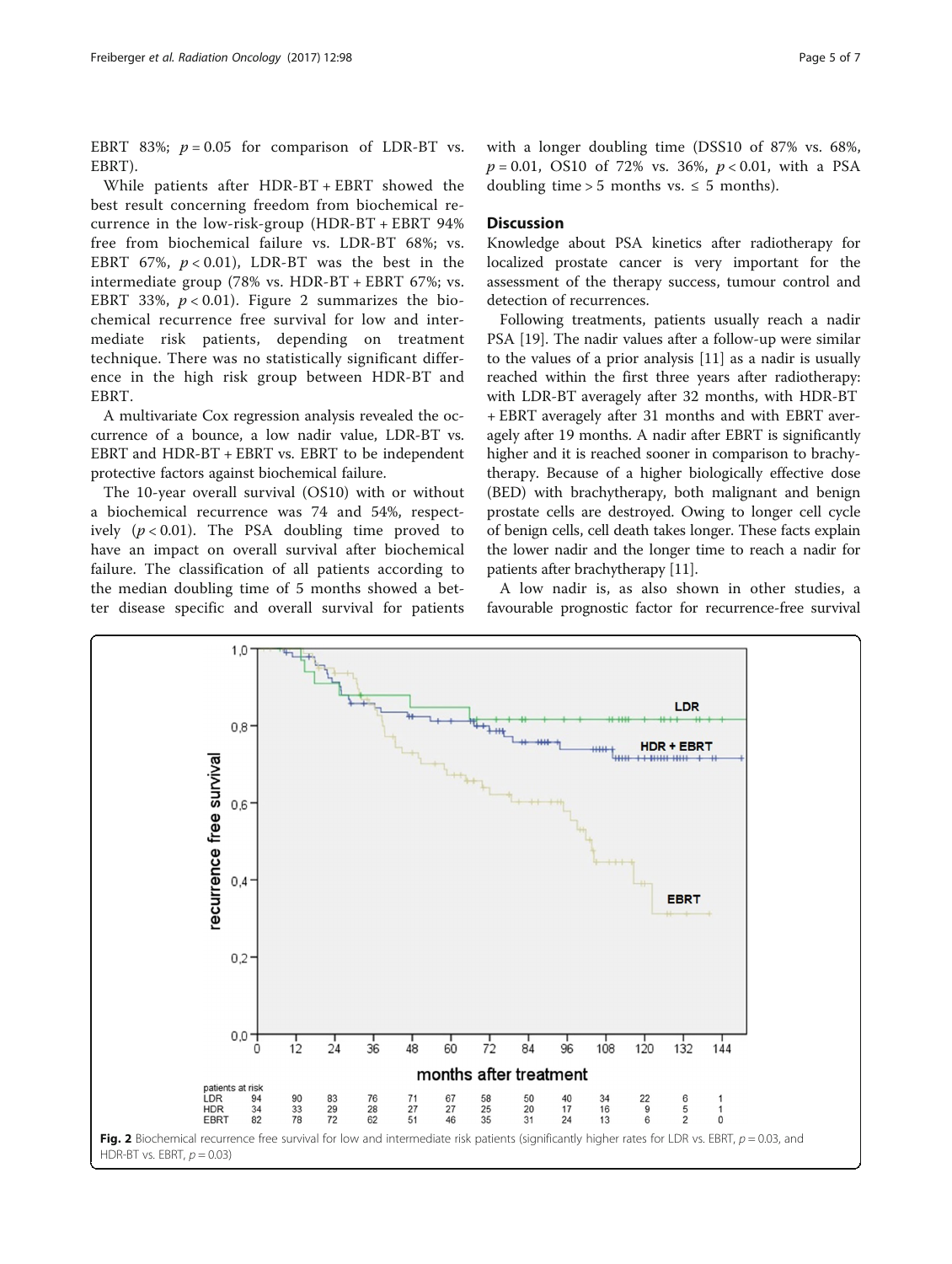EBRT 83%; $p = 0.05$ for comparison of LDR-BT vs. EBRT).

While patients after HDR-BT + EBRT showed the best result concerning freedom from biochemical recurrence in the low-risk-group (HDR-BT + EBRT 94% free from biochemical failure vs. LDR-BT 68%; vs. EBRT 67%, $p < 0.01$), LDR-BT was the best in the intermediate group (78% vs. HDR-BT + EBRT 67%; vs. EBRT 33%, $p < 0.01$). Figure 2 summarizes the biochemical recurrence free survival for low and intermediate risk patients, depending on treatment technique. There was no statistically significant difference in the high risk group between HDR-BT and EBRT.

A multivariate Cox regression analysis revealed the occurrence of a bounce, a low nadir value, LDR-BT vs. EBRT and HDR-BT + EBRT vs. EBRT to be independent protective factors against biochemical failure.

The 10-year overall survival (OS10) with or without a biochemical recurrence was 74 and 54%, respectively ($p < 0.01$). The PSA doubling time proved to have an impact on overall survival after biochemical failure. The classification of all patients according to the median doubling time of 5 months showed a better disease specific and overall survival for patients with a longer doubling time (DSS10 of 87% vs. 68%, $p = 0.01$, OS10 of 72% vs. 36%, $p < 0.01$, with a PSA doubling time > 5 months vs. ≤ 5 months).

## Discussion

Knowledge about PSA kinetics after radiotherapy for localized prostate cancer is very important for the assessment of the therapy success, tumour control and detection of recurrences.

Following treatments, patients usually reach a nadir PSA [19]. The nadir values after a follow-up were similar to the values of a prior analysis [11] as a nadir is usually reached within the first three years after radiotherapy: with LDR-BT averagely after 32 months, with HDR-BT + EBRT averagely after 31 months and with EBRT averagely after 19 months. A nadir after EBRT is significantly higher and it is reached sooner in comparison to brachytherapy. Because of a higher biologically effective dose (BED) with brachytherapy, both malignant and benign prostate cells are destroyed. Owing to longer cell cycle of benign cells, cell death takes longer. These facts explain the lower nadir and the longer time to reach a nadir for patients after brachytherapy [11].

A low nadir is, as also shown in other studies, a favourable prognostic factor for recurrence-free survival

| patients at risk | 0 | 12 | 24 | 36 | 48 | 60 | 72 | 84 | 96 | 108 | 120 | 132 | 144 |
|---|---|---|---|---|---|---|---|---|---|---|---|---|---|
| LDR | 94 | 90 | 83 | 76 | 71 | 67 | 58 | 50 | 40 | 34 | 22 | 6 | 1 |
| HDR | 34 | 33 | 29 | 28 | 27 | 27 | 25 | 20 | 17 | 16 | 9 | 5 | 1 |
| EBRT | 82 | 78 | 72 | 62 | 51 | 46 | 35 | 31 | 24 | 13 | 6 | 2 | 0 |

**Fig. 2** Biochemical recurrence free survival for low and intermediate risk patients (significantly higher rates for LDR vs. EBRT, $p = 0.03$, and HDR-BT vs. EBRT, $p = 0.03$)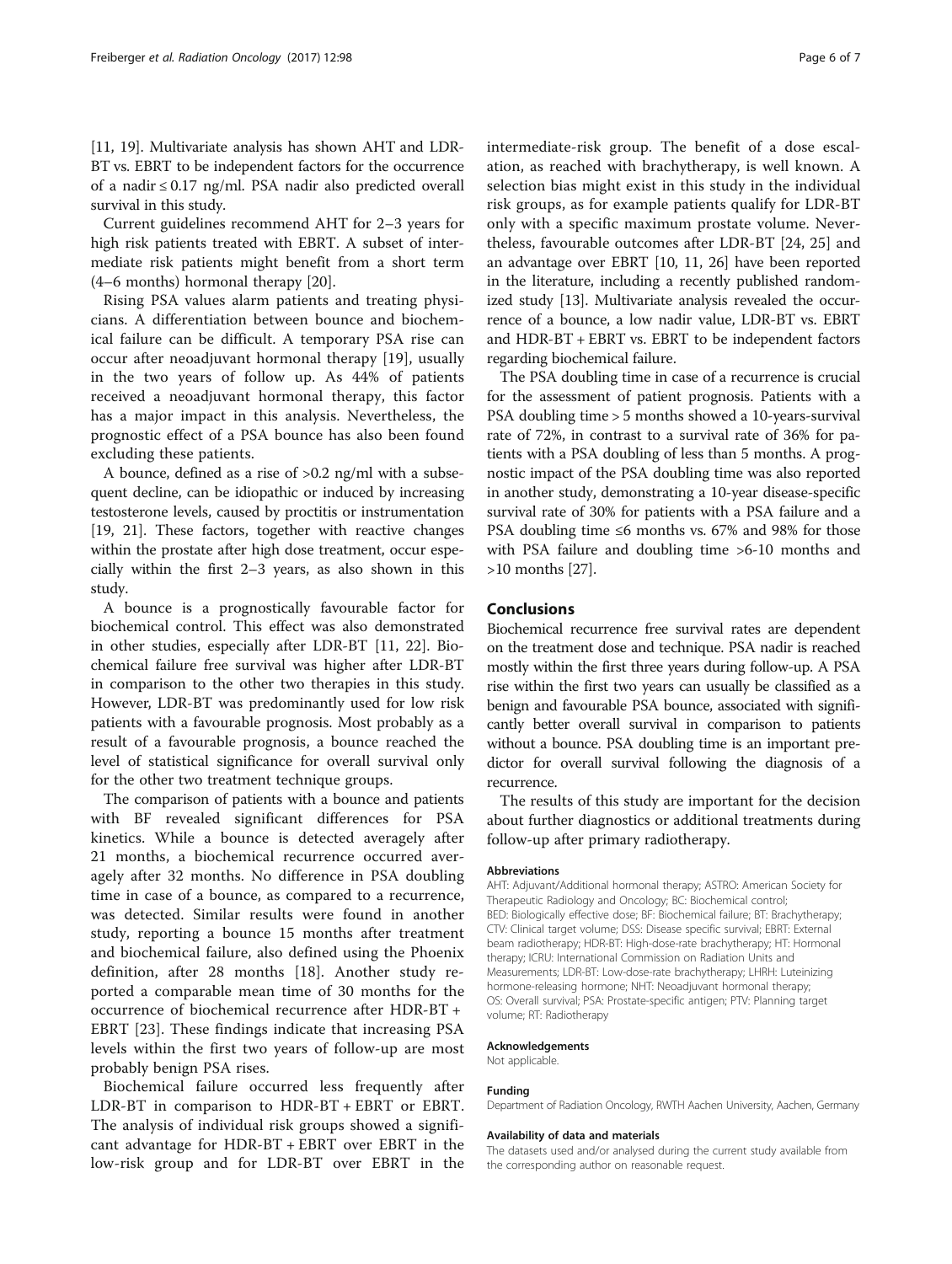[11, 19]. Multivariate analysis has shown AHT and LDR-BT vs. EBRT to be independent factors for the occurrence of a nadir ≤ 0.17 ng/ml. PSA nadir also predicted overall survival in this study.

Current guidelines recommend AHT for 2–3 years for high risk patients treated with EBRT. A subset of intermediate risk patients might benefit from a short term (4–6 months) hormonal therapy [20].

Rising PSA values alarm patients and treating physicians. A differentiation between bounce and biochemical failure can be difficult. A temporary PSA rise can occur after neoadjuvant hormonal therapy [19], usually in the two years of follow up. As 44% of patients received a neoadjuvant hormonal therapy, this factor has a major impact in this analysis. Nevertheless, the prognostic effect of a PSA bounce has also been found excluding these patients.

A bounce, defined as a rise of >0.2 ng/ml with a subsequent decline, can be idiopathic or induced by increasing testosterone levels, caused by proctitis or instrumentation [19, 21]. These factors, together with reactive changes within the prostate after high dose treatment, occur especially within the first 2–3 years, as also shown in this study.

A bounce is a prognostically favourable factor for biochemical control. This effect was also demonstrated in other studies, especially after LDR-BT [11, 22]. Biochemical failure free survival was higher after LDR-BT in comparison to the other two therapies in this study. However, LDR-BT was predominantly used for low risk patients with a favourable prognosis. Most probably as a result of a favourable prognosis, a bounce reached the level of statistical significance for overall survival only for the other two treatment technique groups.

The comparison of patients with a bounce and patients with BF revealed significant differences for PSA kinetics. While a bounce is detected averagely after 21 months, a biochemical recurrence occurred averagely after 32 months. No difference in PSA doubling time in case of a bounce, as compared to a recurrence, was detected. Similar results were found in another study, reporting a bounce 15 months after treatment and biochemical failure, also defined using the Phoenix definition, after 28 months [18]. Another study reported a comparable mean time of 30 months for the occurrence of biochemical recurrence after HDR-BT + EBRT [23]. These findings indicate that increasing PSA levels within the first two years of follow-up are most probably benign PSA rises.

Biochemical failure occurred less frequently after LDR-BT in comparison to HDR-BT + EBRT or EBRT. The analysis of individual risk groups showed a significant advantage for HDR-BT + EBRT over EBRT in the low-risk group and for LDR-BT over EBRT in the intermediate-risk group. The benefit of a dose escalation, as reached with brachytherapy, is well known. A selection bias might exist in this study in the individual risk groups, as for example patients qualify for LDR-BT only with a specific maximum prostate volume. Nevertheless, favourable outcomes after LDR-BT [24, 25] and an advantage over EBRT [10, 11, 26] have been reported in the literature, including a recently published randomized study [13]. Multivariate analysis revealed the occurrence of a bounce, a low nadir value, LDR-BT vs. EBRT and HDR-BT + EBRT vs. EBRT to be independent factors regarding biochemical failure.

The PSA doubling time in case of a recurrence is crucial for the assessment of patient prognosis. Patients with a PSA doubling time > 5 months showed a 10-years-survival rate of 72%, in contrast to a survival rate of 36% for patients with a PSA doubling of less than 5 months. A prognostic impact of the PSA doubling time was also reported in another study, demonstrating a 10-year disease-specific survival rate of 30% for patients with a PSA failure and a PSA doubling time ≤6 months vs. 67% and 98% for those with PSA failure and doubling time >6-10 months and >10 months [27].

## Conclusions

Biochemical recurrence free survival rates are dependent on the treatment dose and technique. PSA nadir is reached mostly within the first three years during follow-up. A PSA rise within the first two years can usually be classified as a benign and favourable PSA bounce, associated with significantly better overall survival in comparison to patients without a bounce. PSA doubling time is an important predictor for overall survival following the diagnosis of a recurrence.

The results of this study are important for the decision about further diagnostics or additional treatments during follow-up after primary radiotherapy.

#### Abbreviations

AHT: Adjuvant/Additional hormonal therapy; ASTRO: American Society for Therapeutic Radiology and Oncology; BC: Biochemical control; BED: Biologically effective dose; BF: Biochemical failure; BT: Brachytherapy; CTV: Clinical target volume; DSS: Disease specific survival; EBRT: External beam radiotherapy; HDR-BT: High-dose-rate brachytherapy; HT: Hormonal therapy; ICRU: International Commission on Radiation Units and Measurements; LDR-BT: Low-dose-rate brachytherapy; LHRH: Luteinizing hormone-releasing hormone; NHT: Neoadjuvant hormonal therapy; OS: Overall survival; PSA: Prostate-specific antigen; PTV: Planning target volume; RT: Radiotherapy

#### Acknowledgements

Not applicable.

#### Funding

Department of Radiation Oncology, RWTH Aachen University, Aachen, Germany

#### Availability of data and materials

The datasets used and/or analysed during the current study available from the corresponding author on reasonable request.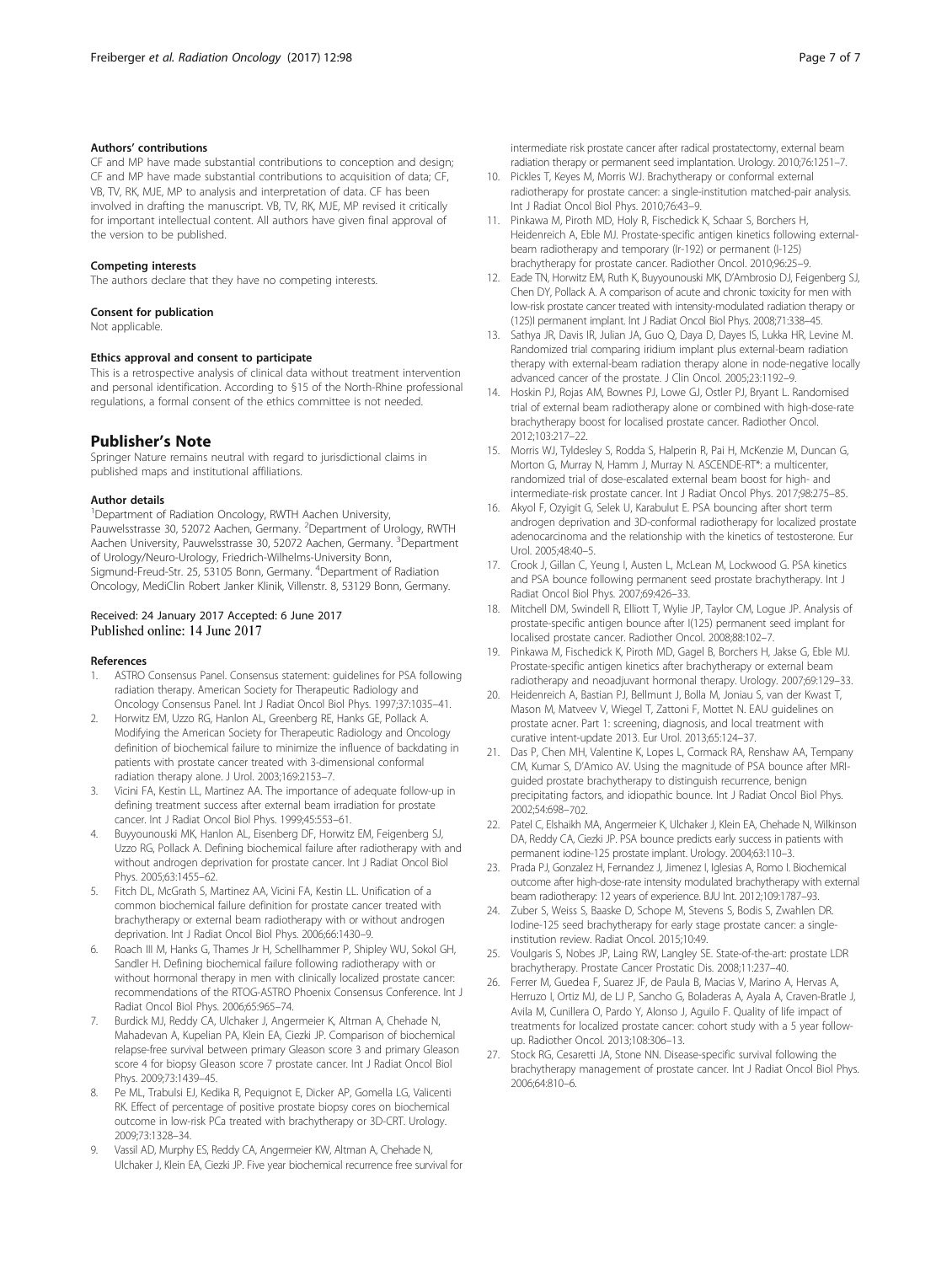#### Authors' contributions

CF and MP have made substantial contributions to conception and design; CF and MP have made substantial contributions to acquisition of data; CF, VB, TV, RK, MJE, MP to analysis and interpretation of data. CF has been involved in drafting the manuscript. VB, TV, RK, MJE, MP revised it critically for important intellectual content. All authors have given final approval of the version to be published.

#### Competing interests

The authors declare that they have no competing interests.

#### Consent for publication

Not applicable.

#### Ethics approval and consent to participate

This is a retrospective analysis of clinical data without treatment intervention and personal identification. According to §15 of the North-Rhine professional regulations, a formal consent of the ethics committee is not needed.

## Publisher's Note

Springer Nature remains neutral with regard to jurisdictional claims in published maps and institutional affiliations.

#### Author details

[1]Department of Radiation Oncology, RWTH Aachen University, Pauwelsstrasse 30, 52072 Aachen, Germany. [2]Department of Urology, RWTH Aachen University, Pauwelsstrasse 30, 52072 Aachen, Germany. [3]Department of Urology/Neuro-Urology, Friedrich-Wilhelms-University Bonn, Sigmund-Freud-Str. 25, 53105 Bonn, Germany. [4]Department of Radiation Oncology, MediClin Robert Janker Klinik, Villenstr. 8, 53129 Bonn, Germany.

Received: 24 January 2017 Accepted: 6 June 2017
Published online: 14 June 2017

#### References

1. ASTRO Consensus Panel. Consensus statement: guidelines for PSA following radiation therapy. American Society for Therapeutic Radiology and Oncology Consensus Panel. Int J Radiat Oncol Biol Phys. 1997;37:1035–41.
2. Horwitz EM, Uzzo RG, Hanlon AL, Greenberg RE, Hanks GE, Pollack A. Modifying the American Society for Therapeutic Radiology and Oncology definition of biochemical failure to minimize the influence of backdating in patients with prostate cancer treated with 3-dimensional conformal radiation therapy alone. J Urol. 2003;169:2153–7.
3. Vicini FA, Kestin LL, Martinez AA. The importance of adequate follow-up in defining treatment success after external beam irradiation for prostate cancer. Int J Radiat Oncol Biol Phys. 1999;45:553–61.
4. Buyyounouski MK, Hanlon AL, Eisenberg DF, Horwitz EM, Feigenberg SJ, Uzzo RG, Pollack A. Defining biochemical failure after radiotherapy with and without androgen deprivation for prostate cancer. Int J Radiat Oncol Biol Phys. 2005;63:1455–62.
5. Fitch DL, McGrath S, Martinez AA, Vicini FA, Kestin LL. Unification of a common biochemical failure definition for prostate cancer treated with brachytherapy or external beam radiotherapy with or without androgen deprivation. Int J Radiat Oncol Biol Phys. 2006;66:1430–9.
6. Roach III M, Hanks G, Thames Jr H, Schellhammer P, Shipley WU, Sokol GH, Sandler H. Defining biochemical failure following radiotherapy with or without hormonal therapy in men with clinically localized prostate cancer: recommendations of the RTOG-ASTRO Phoenix Consensus Conference. Int J Radiat Oncol Biol Phys. 2006;65:965–74.
7. Burdick MJ, Reddy CA, Ulchaker J, Angermeier K, Altman A, Chehade N, Mahadevan A, Kupelian PA, Klein EA, Ciezki JP. Comparison of biochemical relapse-free survival between primary Gleason score 3 and primary Gleason score 4 for biopsy Gleason score 7 prostate cancer. Int J Radiat Oncol Biol Phys. 2009;73:1439–45.
8. Pe ML, Trabulsi EJ, Kedika R, Pequignot E, Dicker AP, Gomella LG, Valicenti RK. Effect of percentage of positive prostate biopsy cores on biochemical outcome in low-risk PCa treated with brachytherapy or 3D-CRT. Urology. 2009;73:1328–34.
9. Vassil AD, Murphy ES, Reddy CA, Angermeier KW, Altman A, Chehade N, Ulchaker J, Klein EA, Ciezki JP. Five year biochemical recurrence free survival for intermediate risk prostate cancer after radical prostatectomy, external beam radiation therapy or permanent seed implantation. Urology. 2010;76:1251–7.
10. Pickles T, Keyes M, Morris WJ. Brachytherapy or conformal external radiotherapy for prostate cancer: a single-institution matched-pair analysis. Int J Radiat Oncol Biol Phys. 2010;76:43–9.
11. Pinkawa M, Piroth MD, Holy R, Fischedick K, Schaar S, Borchers H, Heidenreich A, Eble MJ. Prostate-specific antigen kinetics following external-beam radiotherapy and temporary (Ir-192) or permanent (I-125) brachytherapy for prostate cancer. Radiother Oncol. 2010;96:25–9.
12. Eade TN, Horwitz EM, Ruth K, Buyyounouski MK, D'Ambrosio DJ, Feigenberg SJ, Chen DY, Pollack A. A comparison of acute and chronic toxicity for men with low-risk prostate cancer treated with intensity-modulated radiation therapy or (125)I permanent implant. Int J Radiat Oncol Biol Phys. 2008;71:338–45.
13. Sathya JR, Davis IR, Julian JA, Guo Q, Daya D, Dayes IS, Lukka HR, Levine M. Randomized trial comparing iridium implant plus external-beam radiation therapy with external-beam radiation therapy alone in node-negative locally advanced cancer of the prostate. J Clin Oncol. 2005;23:1192–9.
14. Hoskin PJ, Rojas AM, Bownes PJ, Lowe GJ, Ostler PJ, Bryant L. Randomised trial of external beam radiotherapy alone or combined with high-dose-rate brachytherapy boost for localised prostate cancer. Radiother Oncol. 2012;103:217–22.
15. Morris WJ, Tyldesley S, Rodda S, Halperin R, Pai H, McKenzie M, Duncan G, Morton G, Murray N, Hamm J, Murray N. ASCENDE-RT*: a multicenter, randomized trial of dose-escalated external beam boost for high- and intermediate-risk prostate cancer. Int J Radiat Oncol Phys. 2017;98:275–85.
16. Akyol F, Ozyigit G, Selek U, Karabulut E. PSA bouncing after short term androgen deprivation and 3D-conformal radiotherapy for localized prostate adenocarcinoma and the relationship with the kinetics of testosterone. Eur Urol. 2005;48:40–5.
17. Crook J, Gillan C, Yeung I, Austen L, McLean M, Lockwood G. PSA kinetics and PSA bounce following permanent seed prostate brachytherapy. Int J Radiat Oncol Biol Phys. 2007;69:426–33.
18. Mitchell DM, Swindell R, Elliott T, Wylie JP, Taylor CM, Logue JP. Analysis of prostate-specific antigen bounce after I(125) permanent seed implant for localised prostate cancer. Radiother Oncol. 2008;88:102–7.
19. Pinkawa M, Fischedick K, Piroth MD, Gagel B, Borchers H, Jakse G, Eble MJ. Prostate-specific antigen kinetics after brachytherapy or external beam radiotherapy and neoadjuvant hormonal therapy. Urology. 2007;69:129–33.
20. Heidenreich A, Bastian PJ, Bellmunt J, Bolla M, Joniau S, van der Kwast T, Mason M, Matveev V, Wiegel T, Zattoni F, Mottet N. EAU guidelines on prostate acner. Part 1: screening, diagnosis, and local treatment with curative intent-update 2013. Eur Urol. 2013;65:124–37.
21. Das P, Chen MH, Valentine K, Lopes L, Cormack RA, Renshaw AA, Tempany CM, Kumar S, D'Amico AV. Using the magnitude of PSA bounce after MRI-guided prostate brachytherapy to distinguish recurrence, benign precipitating factors, and idiopathic bounce. Int J Radiat Oncol Biol Phys. 2002;54:698–702.
22. Patel C, Elshaikh MA, Angermeier K, Ulchaker J, Klein EA, Chehade N, Wilkinson DA, Reddy CA, Ciezki JP. PSA bounce predicts early success in patients with permanent iodine-125 prostate implant. Urology. 2004;63:110–3.
23. Prada PJ, Gonzalez H, Fernandez J, Jimenez I, Iglesias A, Romo I. Biochemical outcome after high-dose-rate intensity modulated brachytherapy with external beam radiotherapy: 12 years of experience. BJU Int. 2012;109:1787–93.
24. Zuber S, Weiss S, Baaske D, Schope M, Stevens S, Bodis S, Zwahlen DR. Iodine-125 seed brachytherapy for early stage prostate cancer: a single-institution review. Radiat Oncol. 2015;10:49.
25. Voulgaris S, Nobes JP, Laing RW, Langley SE. State-of-the-art: prostate LDR brachytherapy. Prostate Cancer Prostatic Dis. 2008;11:237–40.
26. Ferrer M, Guedea F, Suarez JF, de Paula B, Macias V, Marino A, Hervas A, Herruzo I, Ortiz MJ, de LJ P, Sancho G, Boladeras A, Ayala A, Craven-Bratle J, Avila M, Cunillera O, Pardo Y, Alonso J, Aguilo F. Quality of life impact of treatments for localized prostate cancer: cohort study with a 5 year follow-up. Radiother Oncol. 2013;108:306–13.
27. Stock RG, Cesaretti JA, Stone NN. Disease-specific survival following the brachytherapy management of prostate cancer. Int J Radiat Oncol Biol Phys. 2006;64:810–6.